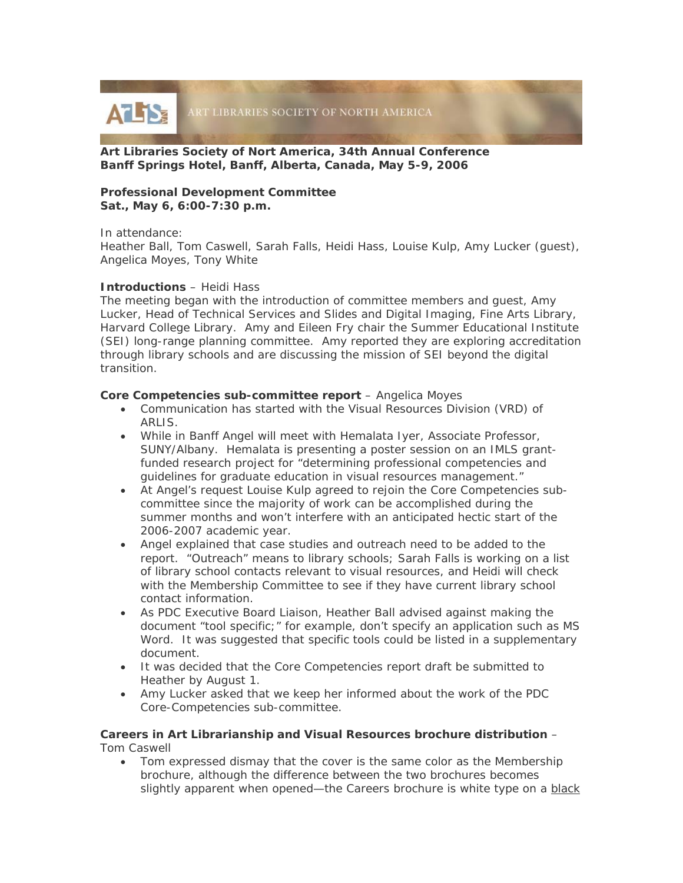ART LIBRARIES SOCIETY OF NORTH AMERICA

**Art Libraries Society of Nort America, 34th Annual Conference**
**Banff Springs Hotel, Banff, Alberta, Canada, May 5-9, 2006**

**Professional Development Committee**
**Sat., May 6, 6:00-7:30 p.m.**

In attendance:
Heather Ball, Tom Caswell, Sarah Falls, Heidi Hass, Louise Kulp, Amy Lucker (guest), Angelica Moyes, Tony White

**Introductions** – Heidi Hass
The meeting began with the introduction of committee members and guest, Amy Lucker, Head of Technical Services and Slides and Digital Imaging, Fine Arts Library, Harvard College Library. Amy and Eileen Fry chair the Summer Educational Institute (SEI) long-range planning committee. Amy reported they are exploring accreditation through library schools and are discussing the mission of SEI beyond the digital transition.

**Core Competencies sub-committee report** – Angelica Moyes

- Communication has started with the Visual Resources Division (VRD) of ARLIS.
- While in Banff Angel will meet with Hemalata Iyer, Associate Professor, SUNY/Albany. Hemalata is presenting a poster session on an IMLS grant-funded research project for "determining professional competencies and guidelines for graduate education in visual resources management."
- At Angel's request Louise Kulp agreed to rejoin the Core Competencies sub-committee since the majority of work can be accomplished during the summer months and won't interfere with an anticipated hectic start of the 2006-2007 academic year.
- Angel explained that case studies and outreach need to be added to the report. "Outreach" means to library schools; Sarah Falls is working on a list of library school contacts relevant to visual resources, and Heidi will check with the Membership Committee to see if they have current library school contact information.
- As PDC Executive Board Liaison, Heather Ball advised against making the document "tool specific;" for example, don't specify an application such as MS Word. It was suggested that specific tools could be listed in a supplementary document.
- It was decided that the Core Competencies report draft be submitted to Heather by August 1.
- Amy Lucker asked that we keep her informed about the work of the PDC Core-Competencies sub-committee.

**Careers in Art Librarianship and Visual Resources brochure distribution** – Tom Caswell

- Tom expressed dismay that the cover is the same color as the Membership brochure, although the difference between the two brochures becomes slightly apparent when opened—the Careers brochure is white type on a black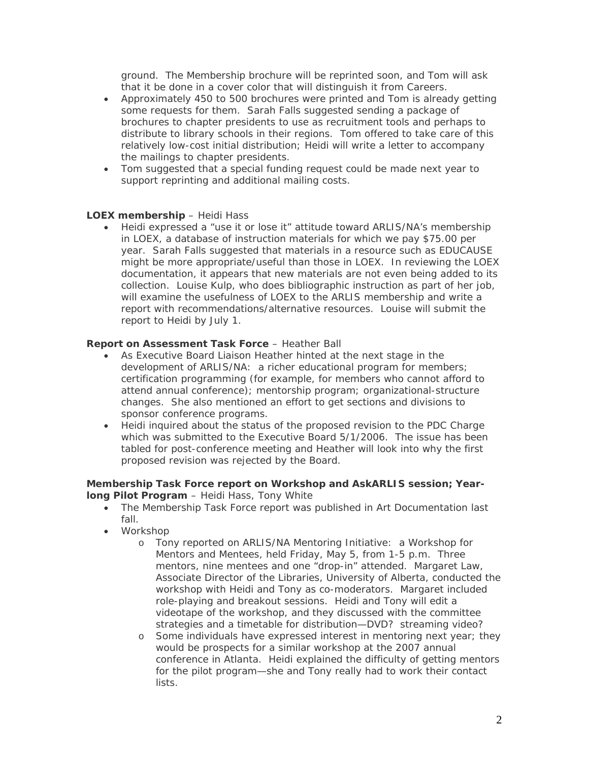ground. The Membership brochure will be reprinted soon, and Tom will ask that it be done in a cover color that will distinguish it from Careers.

- Approximately 450 to 500 brochures were printed and Tom is already getting some requests for them. Sarah Falls suggested sending a package of brochures to chapter presidents to use as recruitment tools and perhaps to distribute to library schools in their regions. Tom offered to take care of this relatively low-cost initial distribution; Heidi will write a letter to accompany the mailings to chapter presidents.
- Tom suggested that a special funding request could be made next year to support reprinting and additional mailing costs.

**LOEX membership** – Heidi Hass

- Heidi expressed a "use it or lose it" attitude toward ARLIS/NA's membership in LOEX, a database of instruction materials for which we pay $75.00 per year. Sarah Falls suggested that materials in a resource such as EDUCAUSE might be more appropriate/useful than those in LOEX. In reviewing the LOEX documentation, it appears that new materials are not even being added to its collection. Louise Kulp, who does bibliographic instruction as part of her job, will examine the usefulness of LOEX to the ARLIS membership and write a report with recommendations/alternative resources. Louise will submit the report to Heidi by July 1.

**Report on Assessment Task Force** – Heather Ball

- As Executive Board Liaison Heather hinted at the next stage in the development of ARLIS/NA: a richer educational program for members; certification programming (for example, for members who cannot afford to attend annual conference); mentorship program; organizational-structure changes. She also mentioned an effort to get sections and divisions to sponsor conference programs.
- Heidi inquired about the status of the proposed revision to the PDC Charge which was submitted to the Executive Board 5/1/2006. The issue has been tabled for post-conference meeting and Heather will look into why the first proposed revision was rejected by the Board.

**Membership Task Force report on Workshop and AskARLIS session; Year-long Pilot Program** – Heidi Hass, Tony White

- The Membership Task Force report was published in Art Documentation last fall.
- Workshop
    - Tony reported on ARLIS/NA Mentoring Initiative: a Workshop for Mentors and Mentees, held Friday, May 5, from 1-5 p.m. Three mentors, nine mentees and one "drop-in" attended. Margaret Law, Associate Director of the Libraries, University of Alberta, conducted the workshop with Heidi and Tony as co-moderators. Margaret included role-playing and breakout sessions. Heidi and Tony will edit a videotape of the workshop, and they discussed with the committee strategies and a timetable for distribution—DVD? streaming video?
    - Some individuals have expressed interest in mentoring next year; they would be prospects for a similar workshop at the 2007 annual conference in Atlanta. Heidi explained the difficulty of getting mentors for the pilot program—she and Tony really had to work their contact lists.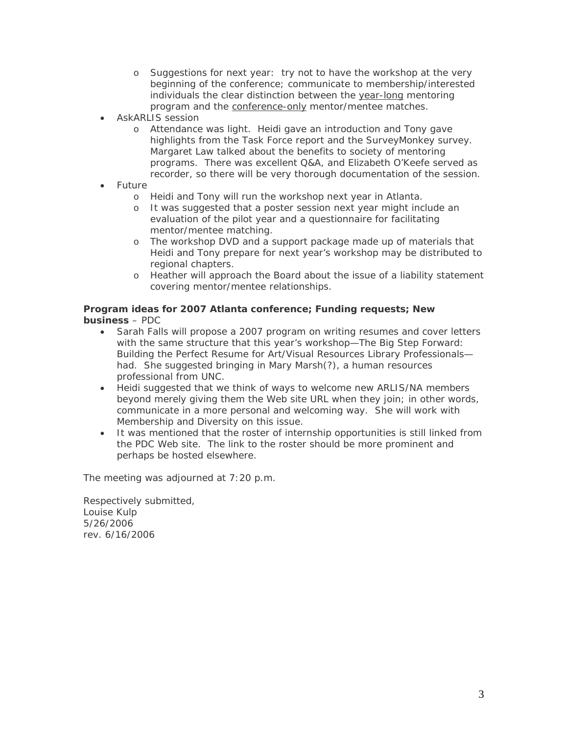- Suggestions for next year:  try not to have the workshop at the very beginning of the conference; communicate to membership/interested individuals the clear distinction between the year-long mentoring program and the conference-only mentor/mentee matches.
- AskARLIS session
   - Attendance was light.  Heidi gave an introduction and Tony gave highlights from the Task Force report and the SurveyMonkey survey.  Margaret Law talked about the benefits to society of mentoring programs.  There was excellent Q&A, and Elizabeth O'Keefe served as recorder, so there will be very thorough documentation of the session.
- Future
   - Heidi and Tony will run the workshop next year in Atlanta.
   - It was suggested that a poster session next year might include an evaluation of the pilot year and a questionnaire for facilitating mentor/mentee matching.
   - The workshop DVD and a support package made up of materials that Heidi and Tony prepare for next year's workshop may be distributed to regional chapters.
   - Heather will approach the Board about the issue of a liability statement covering mentor/mentee relationships.

**Program ideas for 2007 Atlanta conference; Funding requests; New business** – PDC

- Sarah Falls will propose a 2007 program on writing resumes and cover letters with the same structure that this year's workshop—The Big Step Forward: Building the Perfect Resume for Art/Visual Resources Library Professionals—had.  She suggested bringing in Mary Marsh(?), a human resources professional from UNC.
- Heidi suggested that we think of ways to welcome new ARLIS/NA members beyond merely giving them the Web site URL when they join; in other words, communicate in a more personal and welcoming way.  She will work with Membership and Diversity on this issue.
- It was mentioned that the roster of internship opportunities is still linked from the PDC Web site.  The link to the roster should be more prominent and perhaps be hosted elsewhere.

The meeting was adjourned at 7:20 p.m.

Respectively submitted,  
Louise Kulp  
5/26/2006  
rev. 6/16/2006